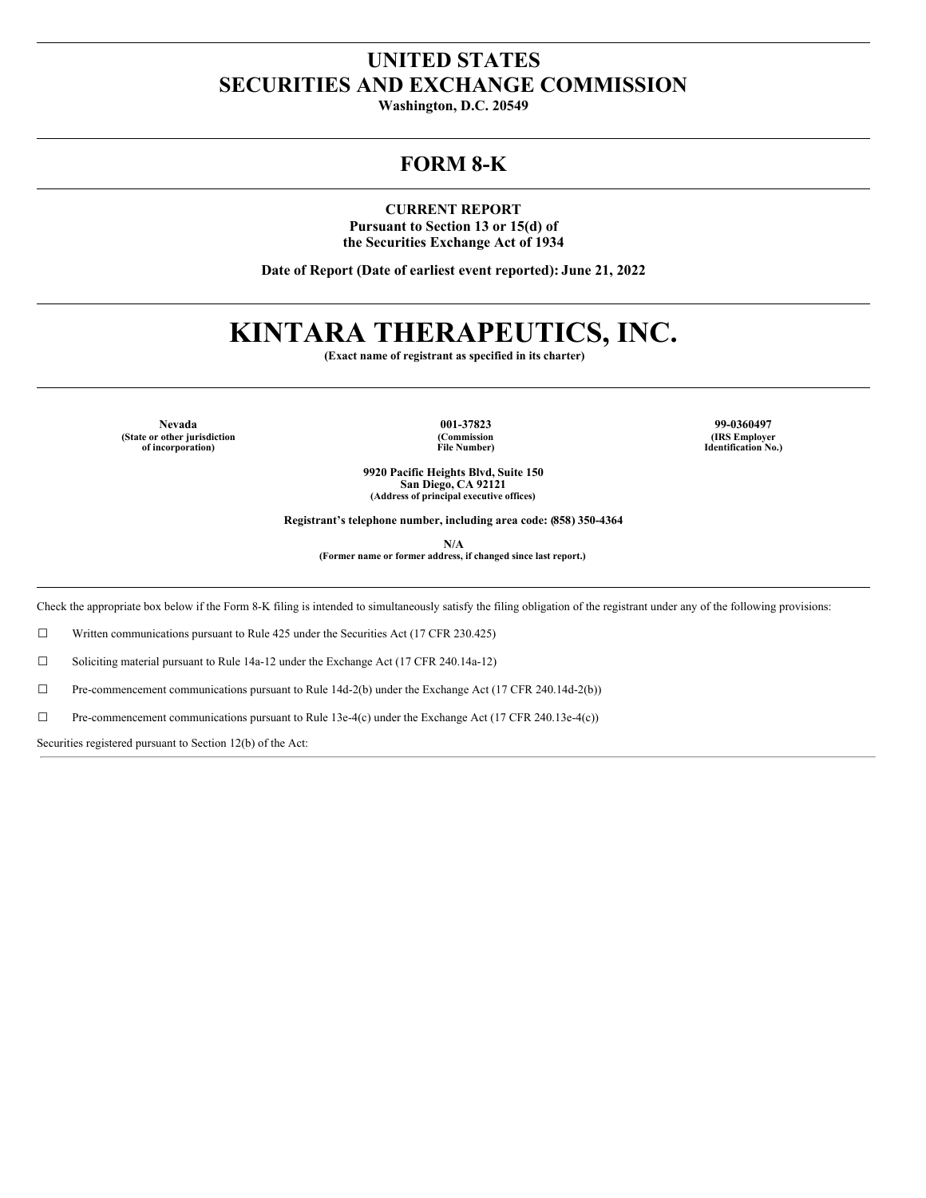# UNITED STATES
# SECURITIES AND EXCHANGE COMMISSION

**Washington, D.C. 20549**

## FORM 8-K

**CURRENT REPORT**
**Pursuant to Section 13 or 15(d) of**
**the Securities Exchange Act of 1934**

**Date of Report (Date of earliest event reported): June 21, 2022**

# KINTARA THERAPEUTICS, INC.

**(Exact name of registrant as specified in its charter)**

| Nevada | 001-37823 | 99-0360497 |
|---|---|---|
| (State or other jurisdiction of incorporation) | (Commission File Number) | (IRS Employer Identification No.) |

**9920 Pacific Heights Blvd, Suite 150**
**San Diego, CA 92121**
**(Address of principal executive offices)**

**Registrant's telephone number, including area code: (858) 350-4364**

**N/A**
**(Former name or former address, if changed since last report.)**

Check the appropriate box below if the Form 8-K filing is intended to simultaneously satisfy the filing obligation of the registrant under any of the following provisions:

☐ Written communications pursuant to Rule 425 under the Securities Act (17 CFR 230.425)

☐ Soliciting material pursuant to Rule 14a-12 under the Exchange Act (17 CFR 240.14a-12)

☐ Pre-commencement communications pursuant to Rule 14d-2(b) under the Exchange Act (17 CFR 240.14d-2(b))

☐ Pre-commencement communications pursuant to Rule 13e-4(c) under the Exchange Act (17 CFR 240.13e-4(c))

Securities registered pursuant to Section 12(b) of the Act: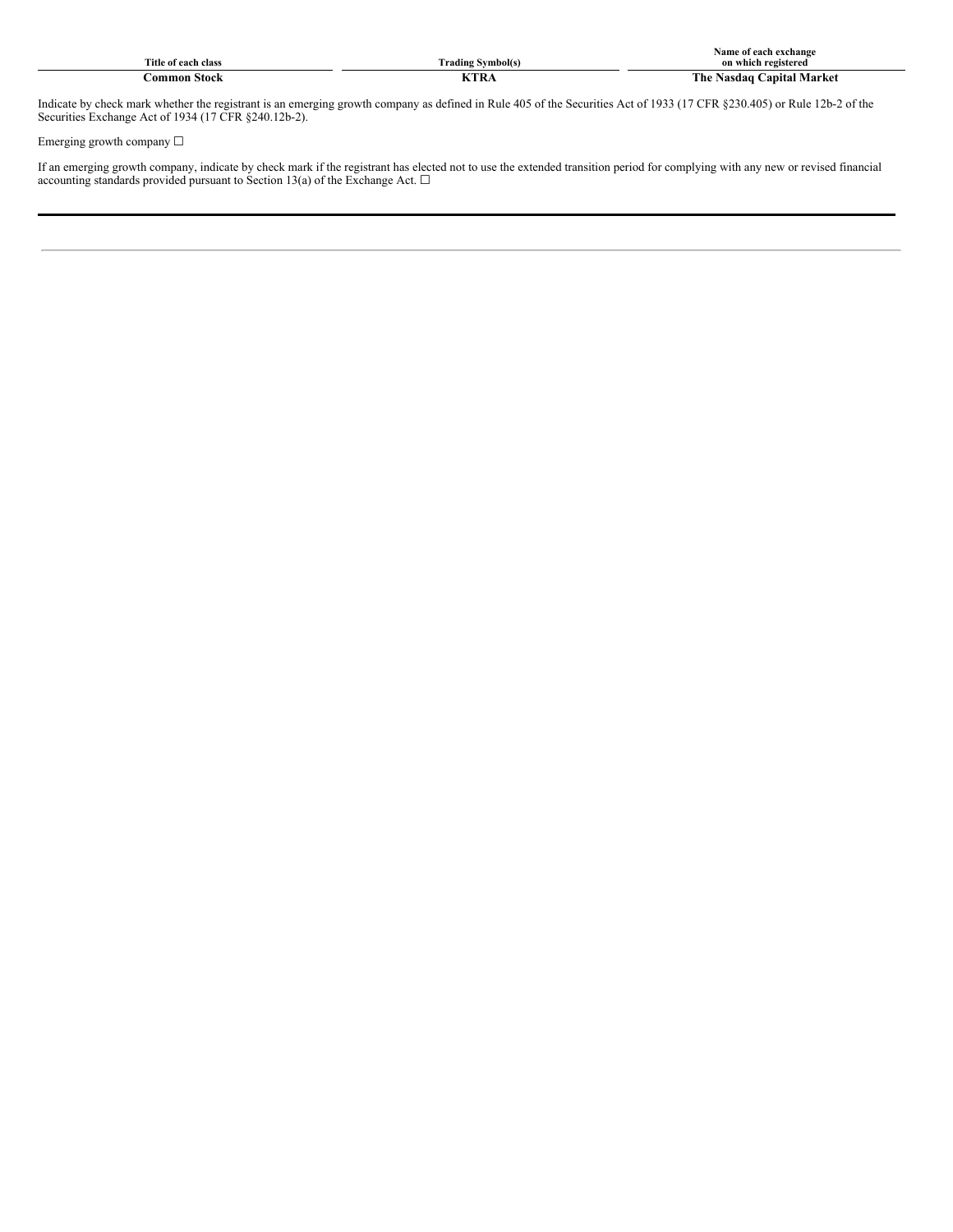| Title of each class | Trading Symbol(s) | Name of each exchange on which registered |
| --- | --- | --- |
| **Common Stock** | **KTRA** | **The Nasdaq Capital Market** |

Indicate by check mark whether the registrant is an emerging growth company as defined in Rule 405 of the Securities Act of 1933 (17 CFR §230.405) or Rule 12b-2 of the Securities Exchange Act of 1934 (17 CFR §240.12b-2).

Emerging growth company ☐

If an emerging growth company, indicate by check mark if the registrant has elected not to use the extended transition period for complying with any new or revised financial accounting standards provided pursuant to Section 13(a) of the Exchange Act. ☐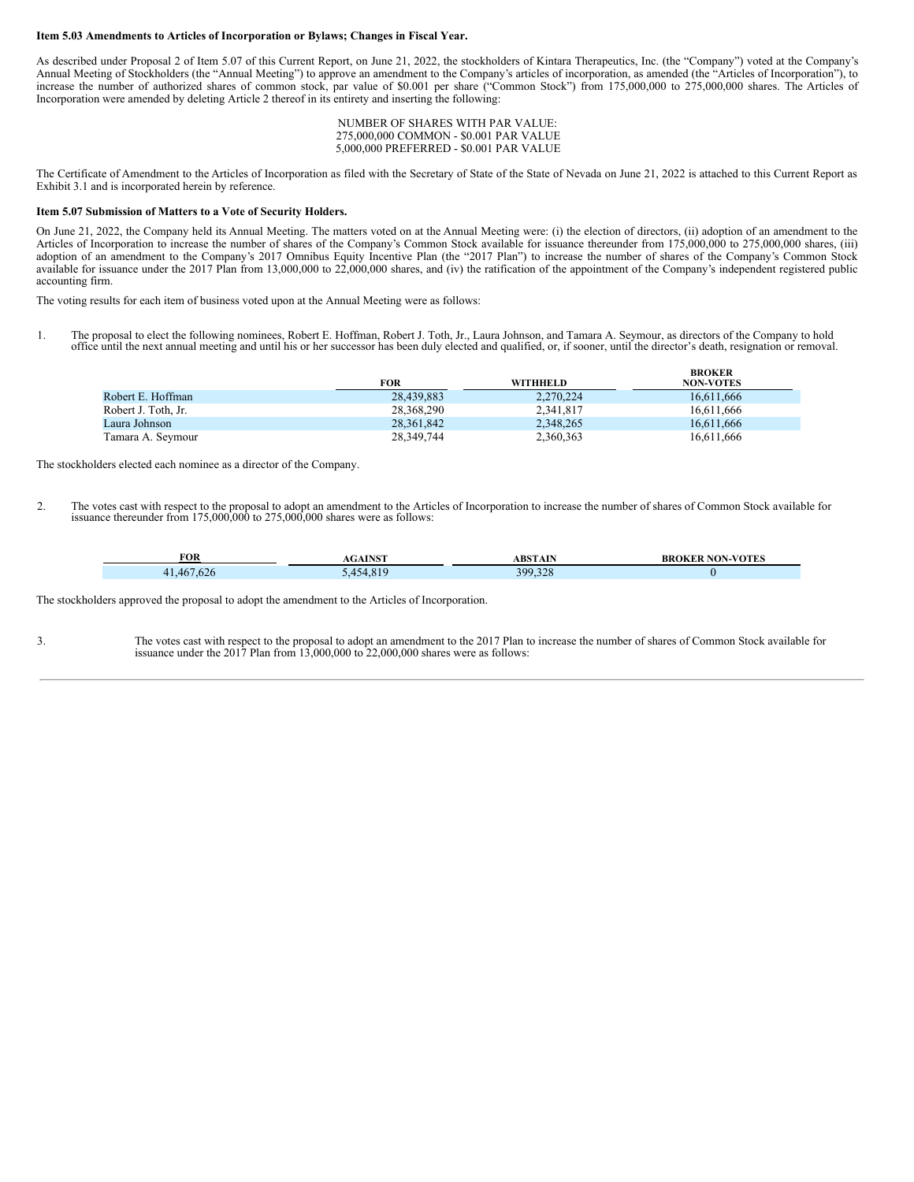**Item 5.03 Amendments to Articles of Incorporation or Bylaws; Changes in Fiscal Year.**

As described under Proposal 2 of Item 5.07 of this Current Report, on June 21, 2022, the stockholders of Kintara Therapeutics, Inc. (the "Company") voted at the Company's Annual Meeting of Stockholders (the "Annual Meeting") to approve an amendment to the Company's articles of incorporation, as amended (the "Articles of Incorporation"), to increase the number of authorized shares of common stock, par value of $0.001 per share ("Common Stock") from 175,000,000 to 275,000,000 shares. The Articles of Incorporation were amended by deleting Article 2 thereof in its entirety and inserting the following:

NUMBER OF SHARES WITH PAR VALUE:
275,000,000 COMMON - $0.001 PAR VALUE
5,000,000 PREFERRED - $0.001 PAR VALUE

The Certificate of Amendment to the Articles of Incorporation as filed with the Secretary of State of the State of Nevada on June 21, 2022 is attached to this Current Report as Exhibit 3.1 and is incorporated herein by reference.

**Item 5.07 Submission of Matters to a Vote of Security Holders.**

On June 21, 2022, the Company held its Annual Meeting. The matters voted on at the Annual Meeting were: (i) the election of directors, (ii) adoption of an amendment to the Articles of Incorporation to increase the number of shares of the Company's Common Stock available for issuance thereunder from 175,000,000 to 275,000,000 shares, (iii) adoption of an amendment to the Company's 2017 Omnibus Equity Incentive Plan (the "2017 Plan") to increase the number of shares of the Company's Common Stock available for issuance under the 2017 Plan from 13,000,000 to 22,000,000 shares, and (iv) the ratification of the appointment of the Company's independent registered public accounting firm.

The voting results for each item of business voted upon at the Annual Meeting were as follows:

1. The proposal to elect the following nominees, Robert E. Hoffman, Robert J. Toth, Jr., Laura Johnson, and Tamara A. Seymour, as directors of the Company to hold office until the next annual meeting and until his or her successor has been duly elected and qualified, or, if sooner, until the director's death, resignation or removal.

| | FOR | WITHHELD | BROKER NON-VOTES |
|---|---|---|---|
| Robert E. Hoffman | 28,439,883 | 2,270,224 | 16,611,666 |
| Robert J. Toth, Jr. | 28,368,290 | 2,341,817 | 16,611,666 |
| Laura Johnson | 28,361,842 | 2,348,265 | 16,611,666 |
| Tamara A. Seymour | 28,349,744 | 2,360,363 | 16,611,666 |

The stockholders elected each nominee as a director of the Company.

2. The votes cast with respect to the proposal to adopt an amendment to the Articles of Incorporation to increase the number of shares of Common Stock available for issuance thereunder from 175,000,000 to 275,000,000 shares were as follows:

| FOR | AGAINST | ABSTAIN | BROKER NON-VOTES |
|---|---|---|---|
| 41,467,626 | 5,454,819 | 399,328 | 0 |

The stockholders approved the proposal to adopt the amendment to the Articles of Incorporation.

3. The votes cast with respect to the proposal to adopt an amendment to the 2017 Plan to increase the number of shares of Common Stock available for issuance under the 2017 Plan from 13,000,000 to 22,000,000 shares were as follows: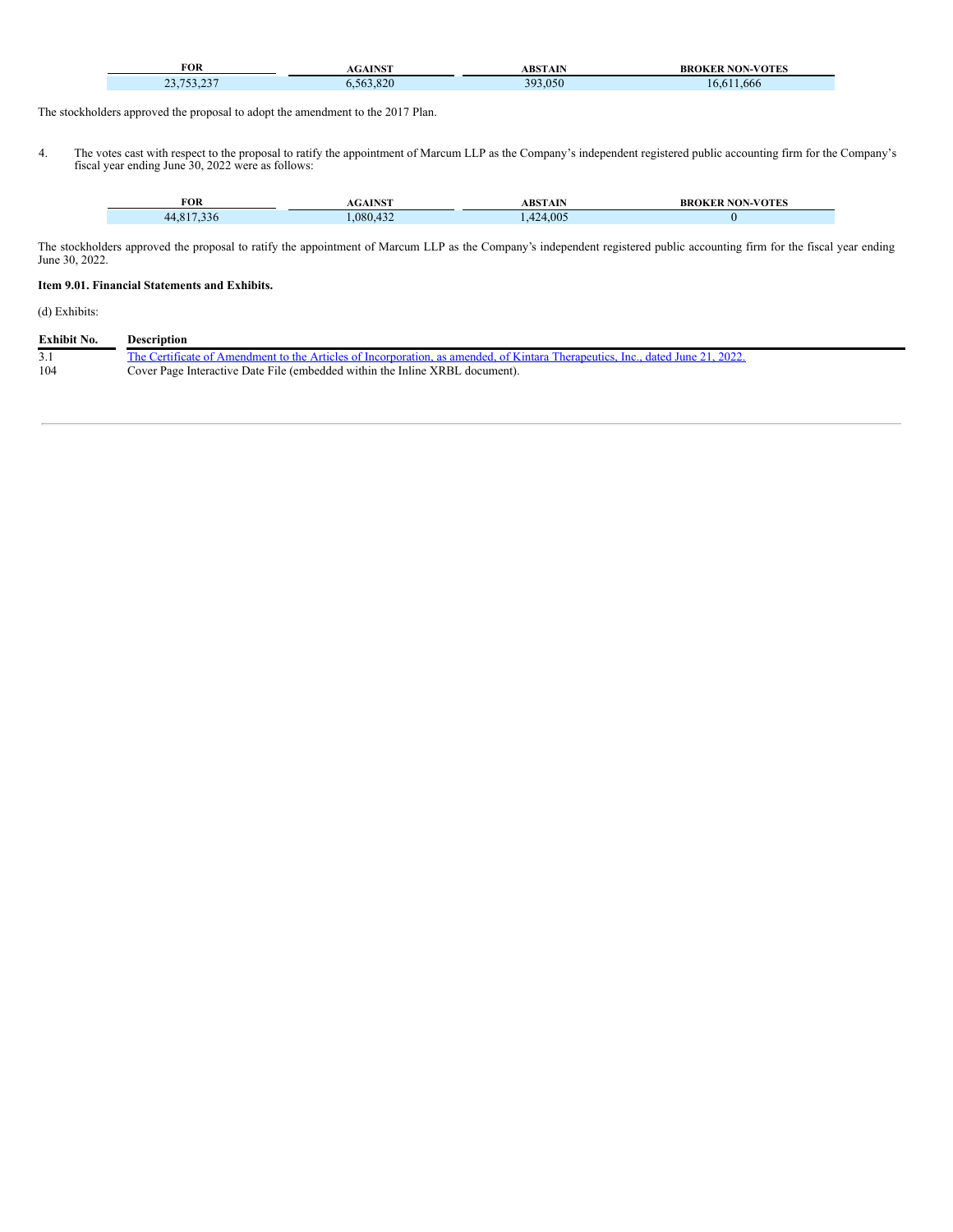| FOR | AGAINST | ABSTAIN | BROKER NON-VOTES |
| --- | --- | --- | --- |
| 23,753,237 | 6,563,820 | 393,050 | 16,611,666 |

The stockholders approved the proposal to adopt the amendment to the 2017 Plan.

4. The votes cast with respect to the proposal to ratify the appointment of Marcum LLP as the Company's independent registered public accounting firm for the Company's fiscal year ending June 30, 2022 were as follows:

| FOR | AGAINST | ABSTAIN | BROKER NON-VOTES |
| --- | --- | --- | --- |
| 44,817,336 | 1,080,432 | 1,424,005 | 0 |

The stockholders approved the proposal to ratify the appointment of Marcum LLP as the Company's independent registered public accounting firm for the fiscal year ending June 30, 2022.

**Item 9.01. Financial Statements and Exhibits.**

(d) Exhibits:

| Exhibit No. | Description |
| --- | --- |
| 3.1 | The Certificate of Amendment to the Articles of Incorporation, as amended, of Kintara Therapeutics, Inc., dated June 21, 2022. |
| 104 | Cover Page Interactive Date File (embedded within the Inline XRBL document). |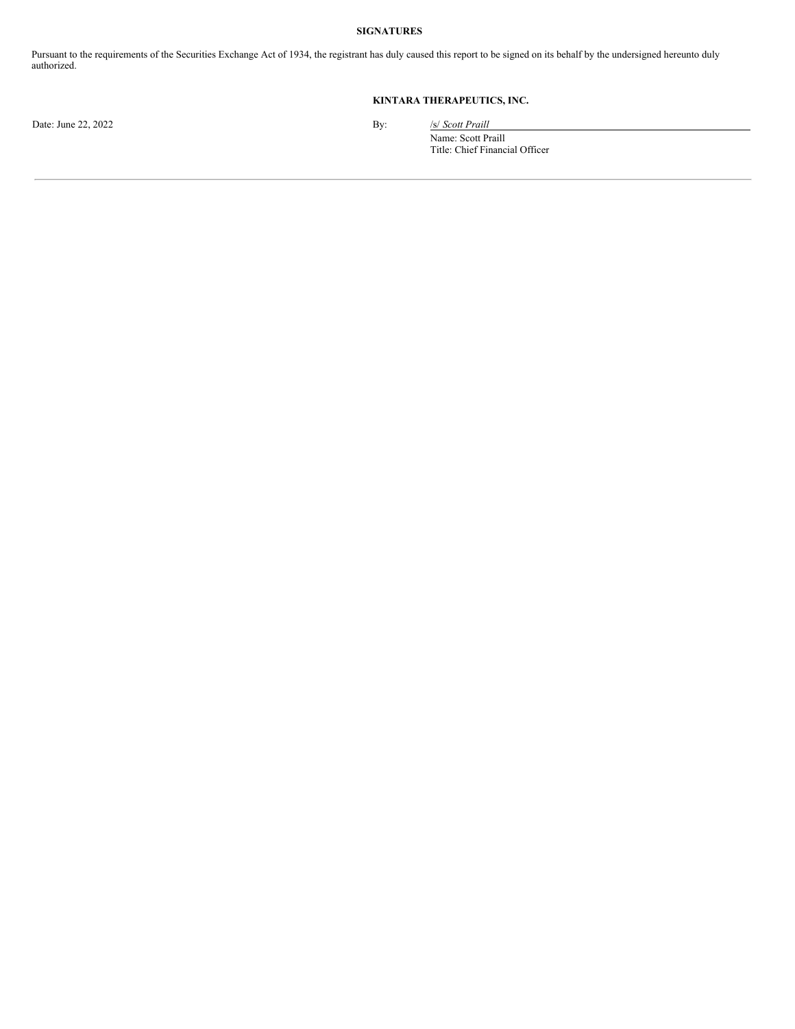**SIGNATURES**

Pursuant to the requirements of the Securities Exchange Act of 1934, the registrant has duly caused this report to be signed on its behalf by the undersigned hereunto duly authorized.

**KINTARA THERAPEUTICS, INC.**

Date: June 22, 2022

By: /s/ *Scott Praill*

Name: Scott Praill

Title: Chief Financial Officer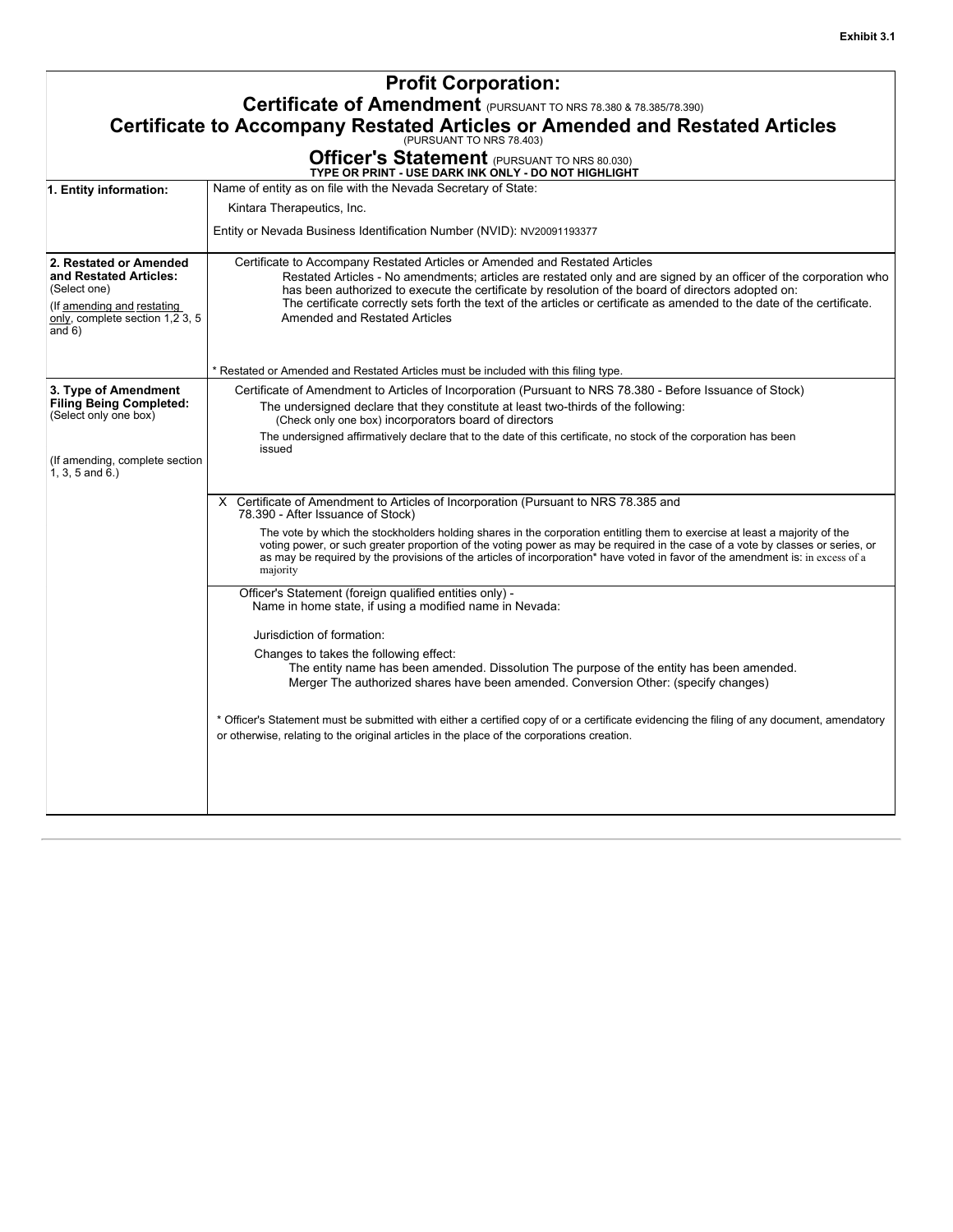Exhibit 3.1

# Profit Corporation:

## Certificate of Amendment (PURSUANT TO NRS 78.380 & 78.385/78.390)

## Certificate to Accompany Restated Articles or Amended and Restated Articles (PURSUANT TO NRS 78.403)

## Officer's Statement (PURSUANT TO NRS 80.030)

**TYPE OR PRINT - USE DARK INK ONLY - DO NOT HIGHLIGHT**

| | |
|---|---|
| **1. Entity information:** | Name of entity as on file with the Nevada Secretary of State:<br><br>Kintara Therapeutics, Inc.<br><br>Entity or Nevada Business Identification Number (NVID): NV20091193377 |
| **2. Restated or Amended and Restated Articles:** (Select one)<br>(If amending and restating only, complete section 1,2 3, 5 and 6) | Certificate to Accompany Restated Articles or Amended and Restated Articles<br>Restated Articles - No amendments; articles are restated only and are signed by an officer of the corporation who has been authorized to execute the certificate by resolution of the board of directors adopted on:<br>The certificate correctly sets forth the text of the articles or certificate as amended to the date of the certificate.<br>Amended and Restated Articles<br><br>* Restated or Amended and Restated Articles must be included with this filing type. |
| **3. Type of Amendment Filing Being Completed:** (Select only one box)<br><br>(If amending, complete section 1, 3, 5 and 6.) | Certificate of Amendment to Articles of Incorporation (Pursuant to NRS 78.380 - Before Issuance of Stock)<br>The undersigned declare that they constitute at least two-thirds of the following:<br>(Check only one box) incorporators board of directors<br>The undersigned affirmatively declare that to the date of this certificate, no stock of the corporation has been issued |
| | X Certificate of Amendment to Articles of Incorporation (Pursuant to NRS 78.385 and 78.390 - After Issuance of Stock)<br>The vote by which the stockholders holding shares in the corporation entitling them to exercise at least a majority of the voting power, or such greater proportion of the voting power as may be required in the case of a vote by classes or series, or as may be required by the provisions of the articles of incorporation* have voted in favor of the amendment is: in excess of a majority |
| | Officer's Statement (foreign qualified entities only) -<br>Name in home state, if using a modified name in Nevada:<br><br>Jurisdiction of formation:<br><br>Changes to takes the following effect:<br>The entity name has been amended. Dissolution The purpose of the entity has been amended.<br>Merger The authorized shares have been amended. Conversion Other: (specify changes)<br><br>* Officer's Statement must be submitted with either a certified copy of or a certificate evidencing the filing of any document, amendatory or otherwise, relating to the original articles in the place of the corporations creation. |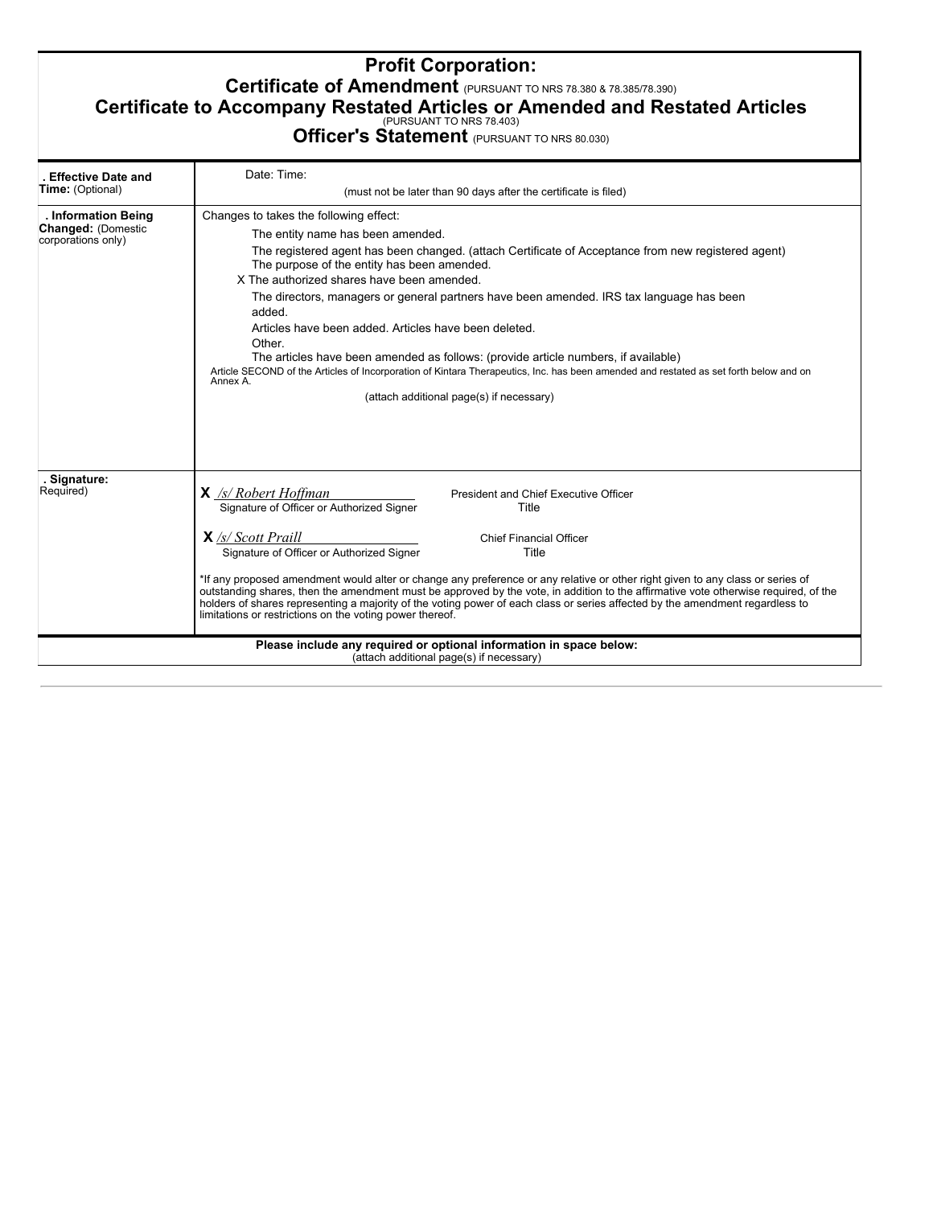# Profit Corporation:

## Certificate of Amendment (PURSUANT TO NRS 78.380 & 78.385/78.390)

## Certificate to Accompany Restated Articles or Amended and Restated Articles (PURSUANT TO NRS 78.403)

## Officer's Statement (PURSUANT TO NRS 80.030)

| | |
|---|---|
| **. Effective Date and Time:** (Optional) | Date: Time:<br>(must not be later than 90 days after the certificate is filed) |
| **. Information Being Changed:** (Domestic corporations only) | Changes to takes the following effect:<br>The entity name has been amended.<br>The registered agent has been changed. (attach Certificate of Acceptance from new registered agent)<br>The purpose of the entity has been amended.<br>X The authorized shares have been amended.<br>The directors, managers or general partners have been amended. IRS tax language has been added.<br>Articles have been added. Articles have been deleted.<br>Other.<br>The articles have been amended as follows: (provide article numbers, if available)<br>Article SECOND of the Articles of Incorporation of Kintara Therapeutics, Inc. has been amended and restated as set forth below and on Annex A.<br>(attach additional page(s) if necessary) |
| **. Signature:** Required) | **X** */s/ Robert Hoffman* — President and Chief Executive Officer<br>Signature of Officer or Authorized Signer — Title<br><br>**X** */s/ Scott Praill* — Chief Financial Officer<br>Signature of Officer or Authorized Signer — Title<br><br>*If any proposed amendment would alter or change any preference or any relative or other right given to any class or series of outstanding shares, then the amendment must be approved by the vote, in addition to the affirmative vote otherwise required, of the holders of shares representing a majority of the voting power of each class or series affected by the amendment regardless to limitations or restrictions on the voting power thereof. |

**Please include any required or optional information in space below:**
(attach additional page(s) if necessary)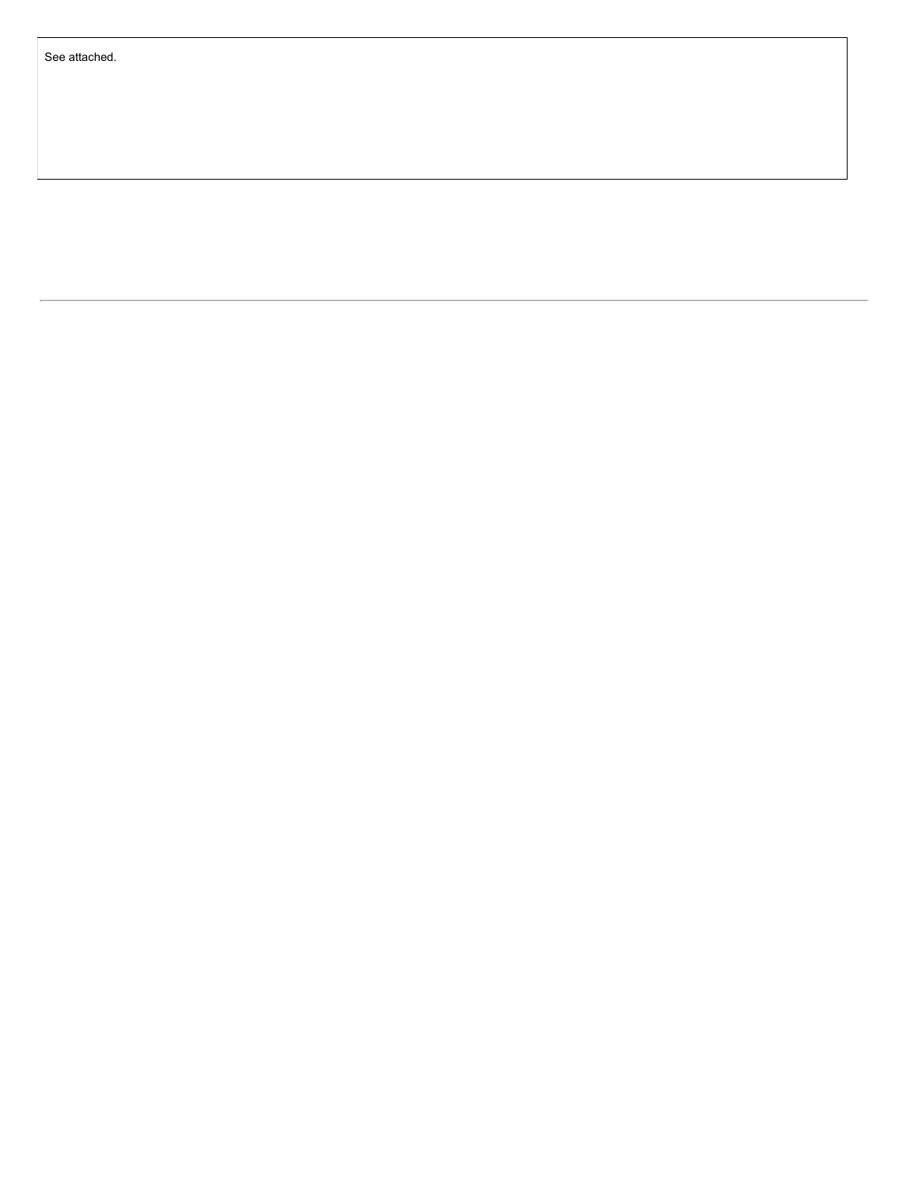See attached.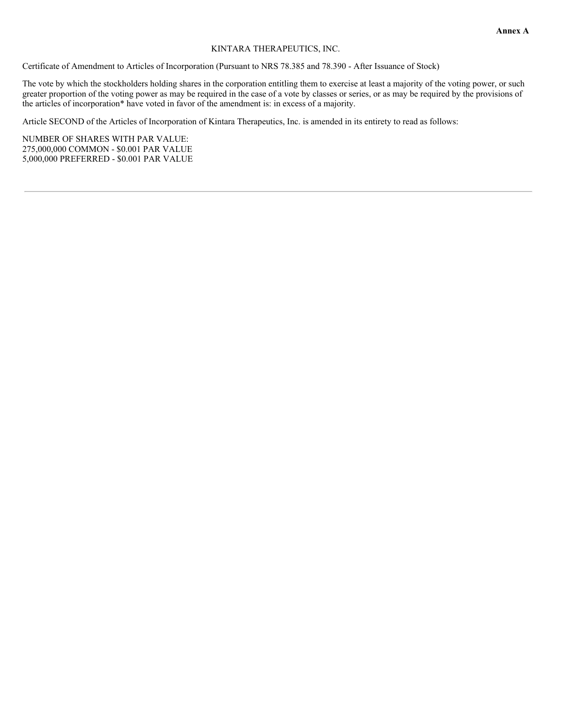**Annex A**

KINTARA THERAPEUTICS, INC.

Certificate of Amendment to Articles of Incorporation (Pursuant to NRS 78.385 and 78.390 - After Issuance of Stock)

The vote by which the stockholders holding shares in the corporation entitling them to exercise at least a majority of the voting power, or such greater proportion of the voting power as may be required in the case of a vote by classes or series, or as may be required by the provisions of the articles of incorporation* have voted in favor of the amendment is: in excess of a majority.

Article SECOND of the Articles of Incorporation of Kintara Therapeutics, Inc. is amended in its entirety to read as follows:

NUMBER OF SHARES WITH PAR VALUE:
275,000,000 COMMON - $0.001 PAR VALUE
5,000,000 PREFERRED - $0.001 PAR VALUE